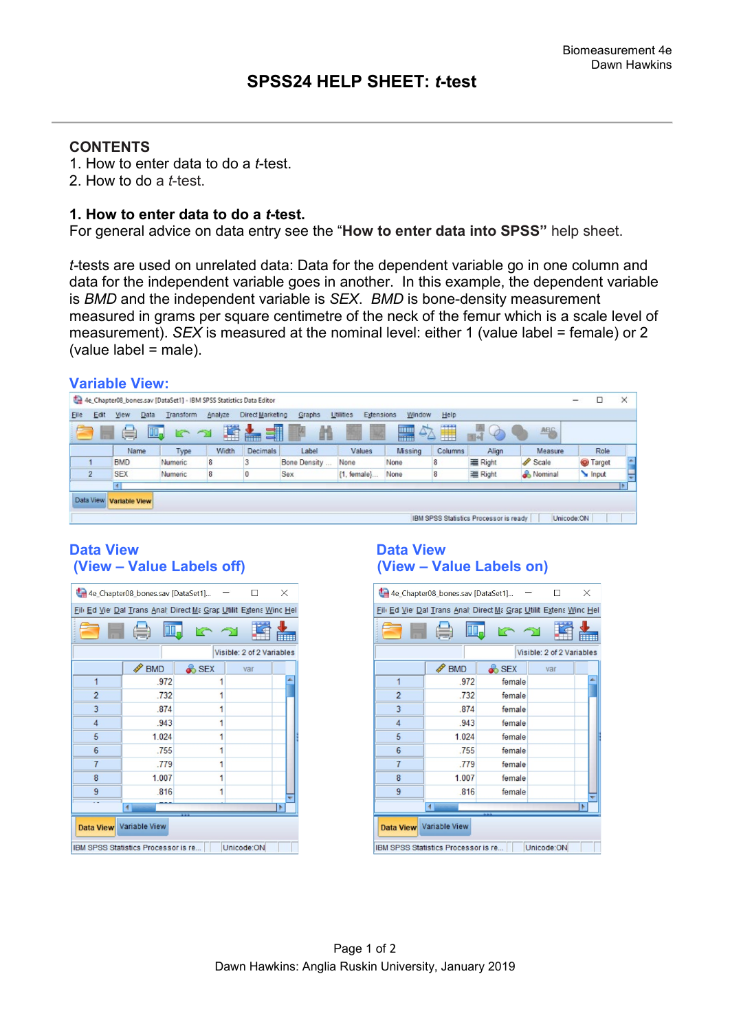# SPSS24 HELP SHEET: *t*-test

## CONTENTS

1. How to enter data to do a *t*-test.
2. How to do a *t*-test.

## 1. How to enter data to do a *t*-test.

For general advice on data entry see the "**How to enter data into SPSS"** help sheet.

*t*-tests are used on unrelated data: Data for the dependent variable go in one column and data for the independent variable goes in another. In this example, the dependent variable is *BMD* and the independent variable is *SEX*. *BMD* is bone-density measurement measured in grams per square centimetre of the neck of the femur which is a scale level of measurement). *SEX* is measured at the nominal level: either 1 (value label = female) or 2 (value label = male).

### Variable View:

| | Name | Type | Width | Decimals | Label | Values | Missing | Columns | Align | Measure | Role |
|---|---|---|---|---|---|---|---|---|---|---|---|
| 1 | BMD | Numeric | 8 | 3 | Bone Density ... | None | None | 8 | Right | Scale | Target |
| 2 | SEX | Numeric | 8 | 0 | Sex | {1, female}... | None | 8 | Right | Nominal | Input |

### Data View (View – Value Labels off)

| | BMD | SEX |
|---|---|---|
| 1 | .972 | 1 |
| 2 | .732 | 1 |
| 3 | .874 | 1 |
| 4 | .943 | 1 |
| 5 | 1.024 | 1 |
| 6 | .755 | 1 |
| 7 | .779 | 1 |
| 8 | 1.007 | 1 |
| 9 | .816 | 1 |

### Data View (View – Value Labels on)

| | BMD | SEX |
|---|---|---|
| 1 | .972 | female |
| 2 | .732 | female |
| 3 | .874 | female |
| 4 | .943 | female |
| 5 | 1.024 | female |
| 6 | .755 | female |
| 7 | .779 | female |
| 8 | 1.007 | female |
| 9 | .816 | female |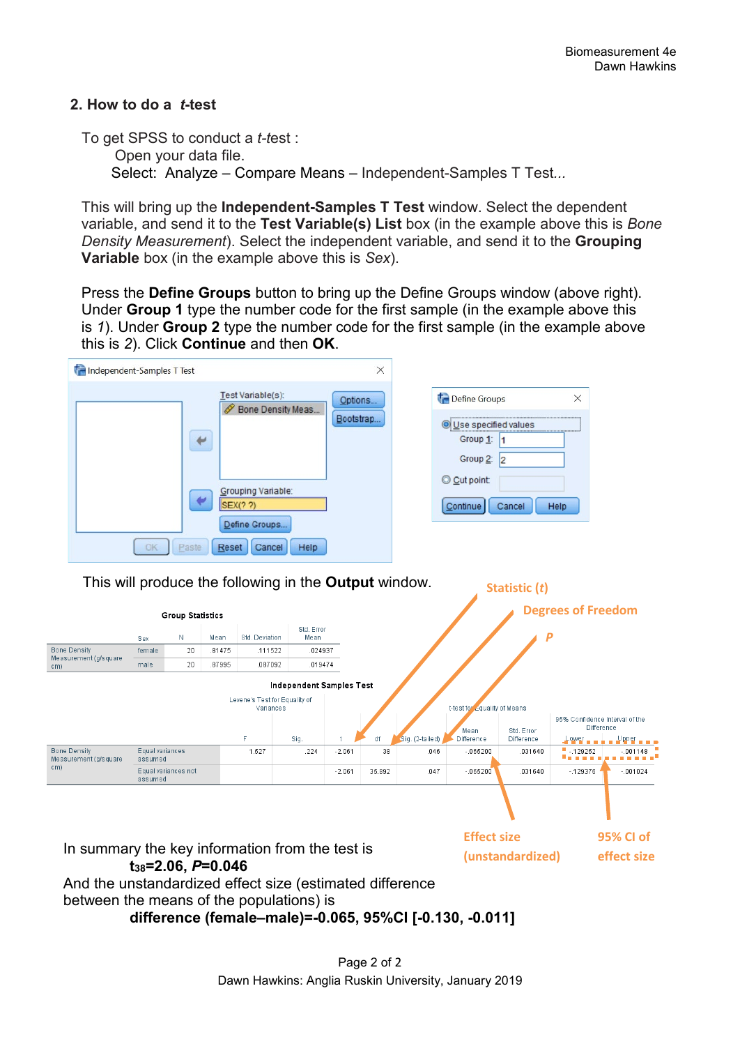## 2. How to do a *t*-test

To get SPSS to conduct a *t*-test :
Open your data file.
Select: Analyze – Compare Means – Independent-Samples T Test...

This will bring up the **Independent-Samples T Test** window. Select the dependent variable, and send it to the **Test Variable(s) List** box (in the example above this is *Bone Density Measurement*). Select the independent variable, and send it to the **Grouping Variable** box (in the example above this is *Sex*).

Press the **Define Groups** button to bring up the Define Groups window (above right). Under **Group 1** type the number code for the first sample (in the example above this is *1*). Under **Group 2** type the number code for the first sample (in the example above this is *2*). Click **Continue** and then **OK**.

Independent-Samples T Test

Test Variable(s): Bone Density Meas...

Grouping Variable: SEX(? ?)

Define Groups...

Options... Bootstrap... OK Paste Reset Cancel Help

Define Groups

Use specified values

Group 1: 1

Group 2: 2

Cut point:

Continue Cancel Help

This will produce the following in the **Output** window.

**Group Statistics**

| | Sex | N | Mean | Std. Deviation | Std. Error Mean |
|---|---|---|---|---|---|
| Bone Density Measurement (g/square cm) | female | 20 | .81475 | .111522 | .024937 |
| | male | 20 | .87995 | .087092 | .019474 |

**Independent Samples Test**

| | | Levene's Test for Equality of Variances | | t-test for Equality of Means | | | | | 95% Confidence Interval of the Difference | |
|---|---|---|---|---|---|---|---|---|---|---|
| | | F | Sig. | t | df | Sig. (2-tailed) | Mean Difference | Std. Error Difference | Lower | Upper |
| Bone Density Measurement (g/square cm) | Equal variances assumed | 1.527 | .224 | -2.061 | 38 | .046 | -.065200 | .031640 | -.129252 | -.001148 |
| | Equal variances not assumed | | | -2.061 | 35.892 | .047 | -.065200 | .031640 | -.129376 | -.001024 |

Statistic (*t*)

Degrees of Freedom

*P*

Effect size (unstandardized)

95% CI of effect size

In summary the key information from the test is

**$t_{38}$=2.06, *P*=0.046**

And the unstandardized effect size (estimated difference between the means of the populations) is

**difference (female–male)=-0.065, 95%CI [-0.130, -0.011]**

Dawn Hawkins: Anglia Ruskin University, January 2019